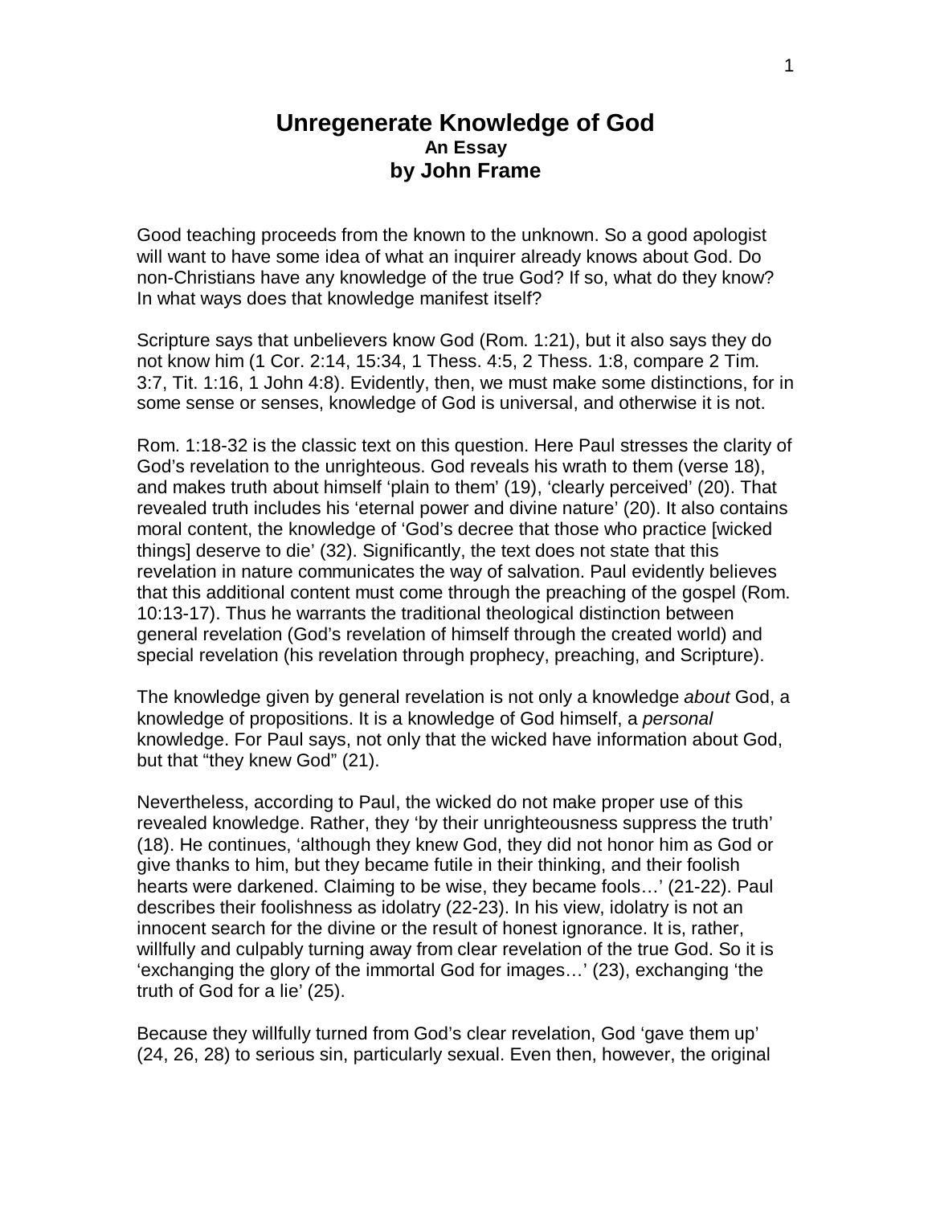# Unregenerate Knowledge of God

**An Essay**

**by John Frame**

Good teaching proceeds from the known to the unknown. So a good apologist will want to have some idea of what an inquirer already knows about God. Do non-Christians have any knowledge of the true God? If so, what do they know? In what ways does that knowledge manifest itself?

Scripture says that unbelievers know God (Rom. 1:21), but it also says they do not know him (1 Cor. 2:14, 15:34, 1 Thess. 4:5, 2 Thess. 1:8, compare 2 Tim. 3:7, Tit. 1:16, 1 John 4:8). Evidently, then, we must make some distinctions, for in some sense or senses, knowledge of God is universal, and otherwise it is not.

Rom. 1:18-32 is the classic text on this question. Here Paul stresses the clarity of God's revelation to the unrighteous. God reveals his wrath to them (verse 18), and makes truth about himself 'plain to them' (19), 'clearly perceived' (20). That revealed truth includes his 'eternal power and divine nature' (20). It also contains moral content, the knowledge of 'God's decree that those who practice [wicked things] deserve to die' (32). Significantly, the text does not state that this revelation in nature communicates the way of salvation. Paul evidently believes that this additional content must come through the preaching of the gospel (Rom. 10:13-17). Thus he warrants the traditional theological distinction between general revelation (God's revelation of himself through the created world) and special revelation (his revelation through prophecy, preaching, and Scripture).

The knowledge given by general revelation is not only a knowledge *about* God, a knowledge of propositions. It is a knowledge of God himself, a *personal* knowledge. For Paul says, not only that the wicked have information about God, but that "they knew God" (21).

Nevertheless, according to Paul, the wicked do not make proper use of this revealed knowledge. Rather, they 'by their unrighteousness suppress the truth' (18). He continues, 'although they knew God, they did not honor him as God or give thanks to him, but they became futile in their thinking, and their foolish hearts were darkened. Claiming to be wise, they became fools…' (21-22). Paul describes their foolishness as idolatry (22-23). In his view, idolatry is not an innocent search for the divine or the result of honest ignorance. It is, rather, willfully and culpably turning away from clear revelation of the true God. So it is 'exchanging the glory of the immortal God for images…' (23), exchanging 'the truth of God for a lie' (25).

Because they willfully turned from God's clear revelation, God 'gave them up' (24, 26, 28) to serious sin, particularly sexual. Even then, however, the original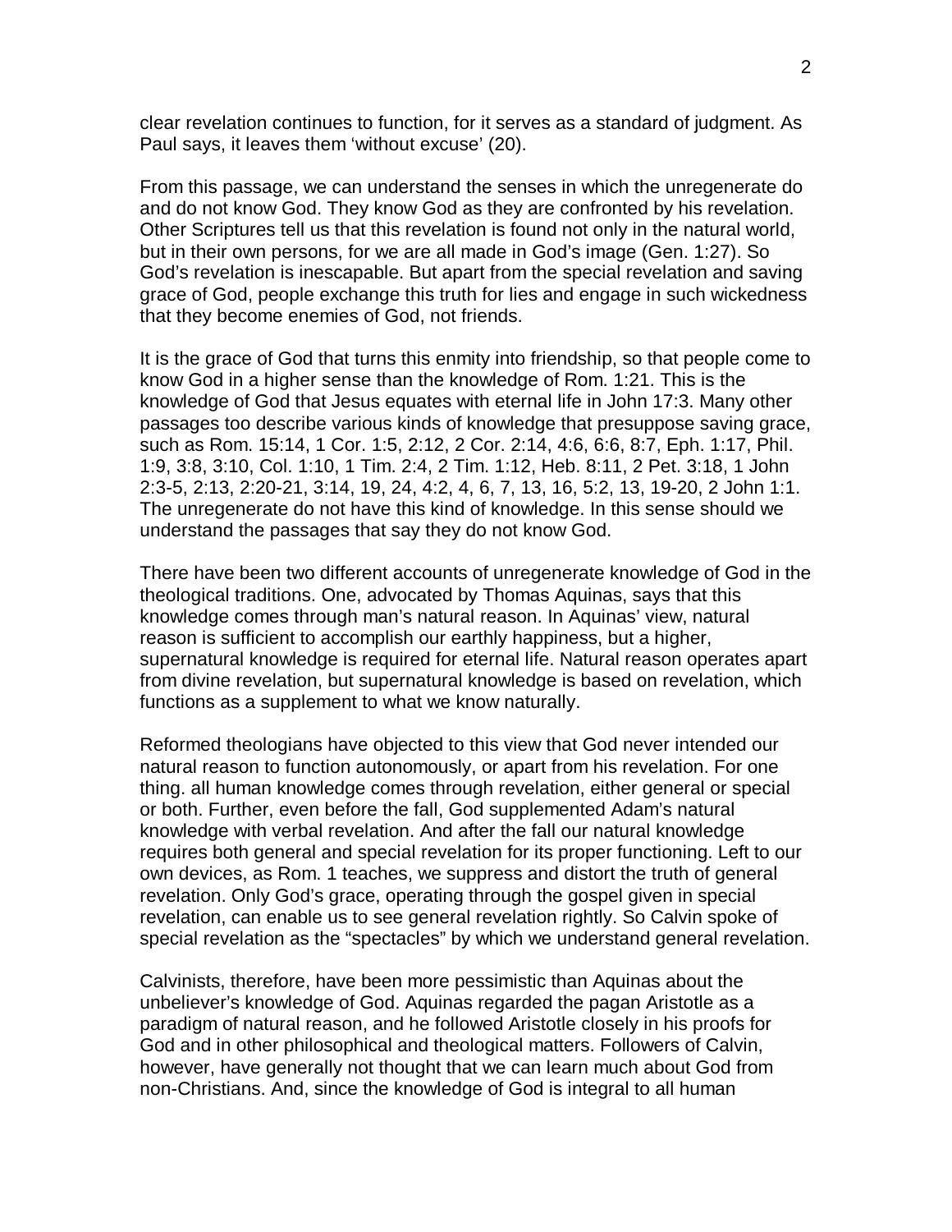clear revelation continues to function, for it serves as a standard of judgment. As Paul says, it leaves them 'without excuse' (20).

From this passage, we can understand the senses in which the unregenerate do and do not know God. They know God as they are confronted by his revelation. Other Scriptures tell us that this revelation is found not only in the natural world, but in their own persons, for we are all made in God's image (Gen. 1:27). So God's revelation is inescapable. But apart from the special revelation and saving grace of God, people exchange this truth for lies and engage in such wickedness that they become enemies of God, not friends.

It is the grace of God that turns this enmity into friendship, so that people come to know God in a higher sense than the knowledge of Rom. 1:21. This is the knowledge of God that Jesus equates with eternal life in John 17:3. Many other passages too describe various kinds of knowledge that presuppose saving grace, such as Rom. 15:14, 1 Cor. 1:5, 2:12, 2 Cor. 2:14, 4:6, 6:6, 8:7, Eph. 1:17, Phil. 1:9, 3:8, 3:10, Col. 1:10, 1 Tim. 2:4, 2 Tim. 1:12, Heb. 8:11, 2 Pet. 3:18, 1 John 2:3-5, 2:13, 2:20-21, 3:14, 19, 24, 4:2, 4, 6, 7, 13, 16, 5:2, 13, 19-20, 2 John 1:1. The unregenerate do not have this kind of knowledge. In this sense should we understand the passages that say they do not know God.

There have been two different accounts of unregenerate knowledge of God in the theological traditions. One, advocated by Thomas Aquinas, says that this knowledge comes through man's natural reason. In Aquinas' view, natural reason is sufficient to accomplish our earthly happiness, but a higher, supernatural knowledge is required for eternal life. Natural reason operates apart from divine revelation, but supernatural knowledge is based on revelation, which functions as a supplement to what we know naturally.

Reformed theologians have objected to this view that God never intended our natural reason to function autonomously, or apart from his revelation. For one thing. all human knowledge comes through revelation, either general or special or both. Further, even before the fall, God supplemented Adam's natural knowledge with verbal revelation. And after the fall our natural knowledge requires both general and special revelation for its proper functioning. Left to our own devices, as Rom. 1 teaches, we suppress and distort the truth of general revelation. Only God's grace, operating through the gospel given in special revelation, can enable us to see general revelation rightly. So Calvin spoke of special revelation as the "spectacles" by which we understand general revelation.

Calvinists, therefore, have been more pessimistic than Aquinas about the unbeliever's knowledge of God. Aquinas regarded the pagan Aristotle as a paradigm of natural reason, and he followed Aristotle closely in his proofs for God and in other philosophical and theological matters. Followers of Calvin, however, have generally not thought that we can learn much about God from non-Christians. And, since the knowledge of God is integral to all human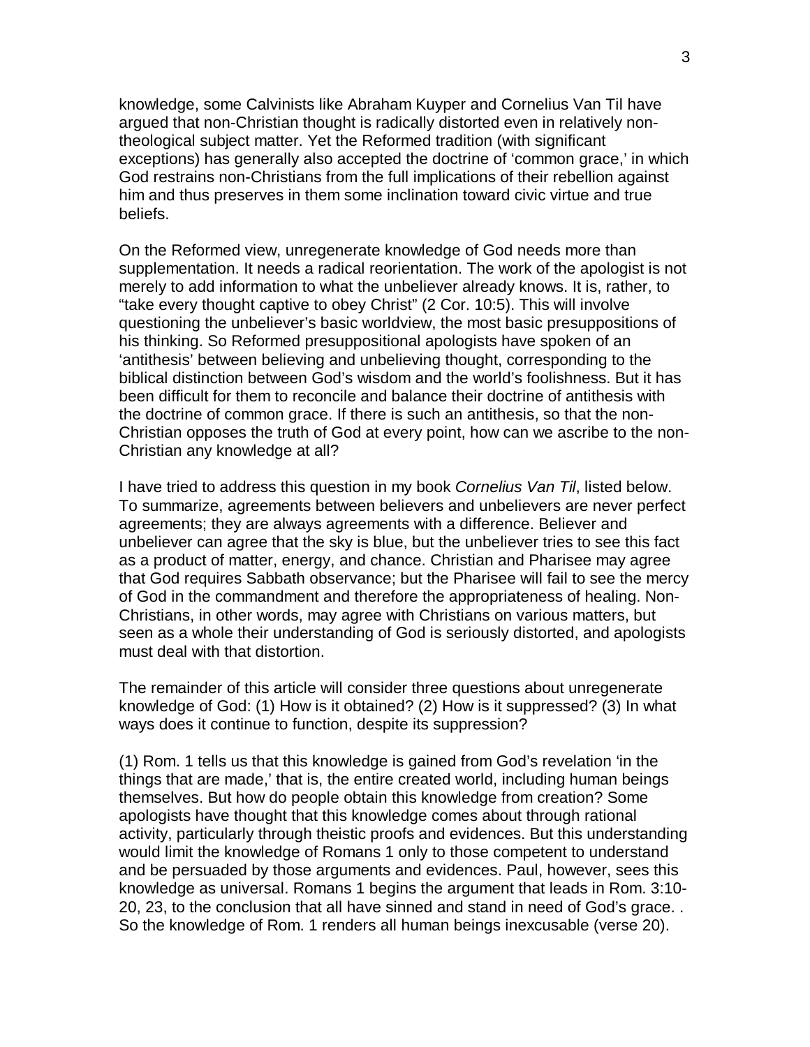knowledge, some Calvinists like Abraham Kuyper and Cornelius Van Til have argued that non-Christian thought is radically distorted even in relatively non-theological subject matter. Yet the Reformed tradition (with significant exceptions) has generally also accepted the doctrine of 'common grace,' in which God restrains non-Christians from the full implications of their rebellion against him and thus preserves in them some inclination toward civic virtue and true beliefs.

On the Reformed view, unregenerate knowledge of God needs more than supplementation. It needs a radical reorientation. The work of the apologist is not merely to add information to what the unbeliever already knows. It is, rather, to "take every thought captive to obey Christ" (2 Cor. 10:5). This will involve questioning the unbeliever's basic worldview, the most basic presuppositions of his thinking. So Reformed presuppositional apologists have spoken of an 'antithesis' between believing and unbelieving thought, corresponding to the biblical distinction between God's wisdom and the world's foolishness. But it has been difficult for them to reconcile and balance their doctrine of antithesis with the doctrine of common grace. If there is such an antithesis, so that the non-Christian opposes the truth of God at every point, how can we ascribe to the non-Christian any knowledge at all?

I have tried to address this question in my book *Cornelius Van Til*, listed below. To summarize, agreements between believers and unbelievers are never perfect agreements; they are always agreements with a difference. Believer and unbeliever can agree that the sky is blue, but the unbeliever tries to see this fact as a product of matter, energy, and chance. Christian and Pharisee may agree that God requires Sabbath observance; but the Pharisee will fail to see the mercy of God in the commandment and therefore the appropriateness of healing. Non-Christians, in other words, may agree with Christians on various matters, but seen as a whole their understanding of God is seriously distorted, and apologists must deal with that distortion.

The remainder of this article will consider three questions about unregenerate knowledge of God: (1) How is it obtained? (2) How is it suppressed? (3) In what ways does it continue to function, despite its suppression?

(1) Rom. 1 tells us that this knowledge is gained from God's revelation 'in the things that are made,' that is, the entire created world, including human beings themselves. But how do people obtain this knowledge from creation? Some apologists have thought that this knowledge comes about through rational activity, particularly through theistic proofs and evidences. But this understanding would limit the knowledge of Romans 1 only to those competent to understand and be persuaded by those arguments and evidences. Paul, however, sees this knowledge as universal. Romans 1 begins the argument that leads in Rom. 3:10-20, 23, to the conclusion that all have sinned and stand in need of God's grace. . So the knowledge of Rom. 1 renders all human beings inexcusable (verse 20).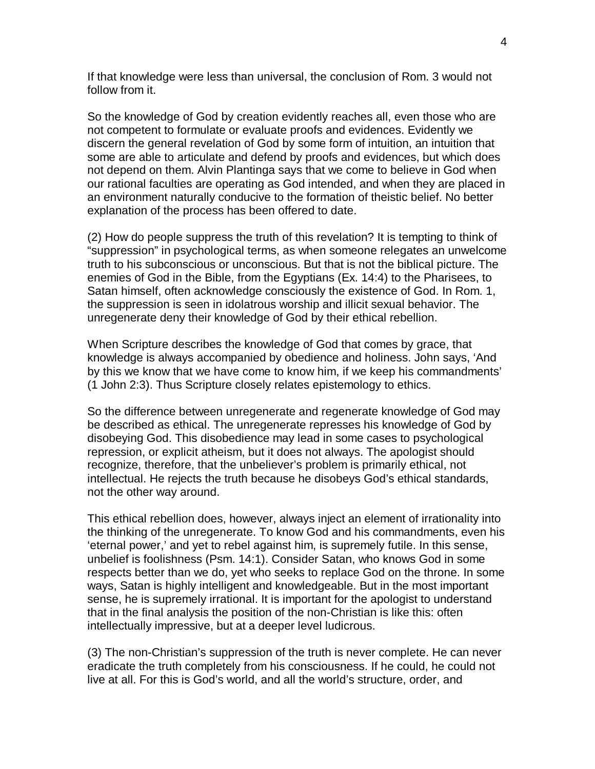If that knowledge were less than universal, the conclusion of Rom. 3 would not follow from it.

So the knowledge of God by creation evidently reaches all, even those who are not competent to formulate or evaluate proofs and evidences. Evidently we discern the general revelation of God by some form of intuition, an intuition that some are able to articulate and defend by proofs and evidences, but which does not depend on them. Alvin Plantinga says that we come to believe in God when our rational faculties are operating as God intended, and when they are placed in an environment naturally conducive to the formation of theistic belief. No better explanation of the process has been offered to date.

(2) How do people suppress the truth of this revelation? It is tempting to think of "suppression" in psychological terms, as when someone relegates an unwelcome truth to his subconscious or unconscious. But that is not the biblical picture. The enemies of God in the Bible, from the Egyptians (Ex. 14:4) to the Pharisees, to Satan himself, often acknowledge consciously the existence of God. In Rom. 1, the suppression is seen in idolatrous worship and illicit sexual behavior. The unregenerate deny their knowledge of God by their ethical rebellion.

When Scripture describes the knowledge of God that comes by grace, that knowledge is always accompanied by obedience and holiness. John says, 'And by this we know that we have come to know him, if we keep his commandments' (1 John 2:3). Thus Scripture closely relates epistemology to ethics.

So the difference between unregenerate and regenerate knowledge of God may be described as ethical. The unregenerate represses his knowledge of God by disobeying God. This disobedience may lead in some cases to psychological repression, or explicit atheism, but it does not always. The apologist should recognize, therefore, that the unbeliever's problem is primarily ethical, not intellectual. He rejects the truth because he disobeys God's ethical standards, not the other way around.

This ethical rebellion does, however, always inject an element of irrationality into the thinking of the unregenerate. To know God and his commandments, even his 'eternal power,' and yet to rebel against him, is supremely futile. In this sense, unbelief is foolishness (Psm. 14:1). Consider Satan, who knows God in some respects better than we do, yet who seeks to replace God on the throne. In some ways, Satan is highly intelligent and knowledgeable. But in the most important sense, he is supremely irrational. It is important for the apologist to understand that in the final analysis the position of the non-Christian is like this: often intellectually impressive, but at a deeper level ludicrous.

(3) The non-Christian's suppression of the truth is never complete. He can never eradicate the truth completely from his consciousness. If he could, he could not live at all. For this is God's world, and all the world's structure, order, and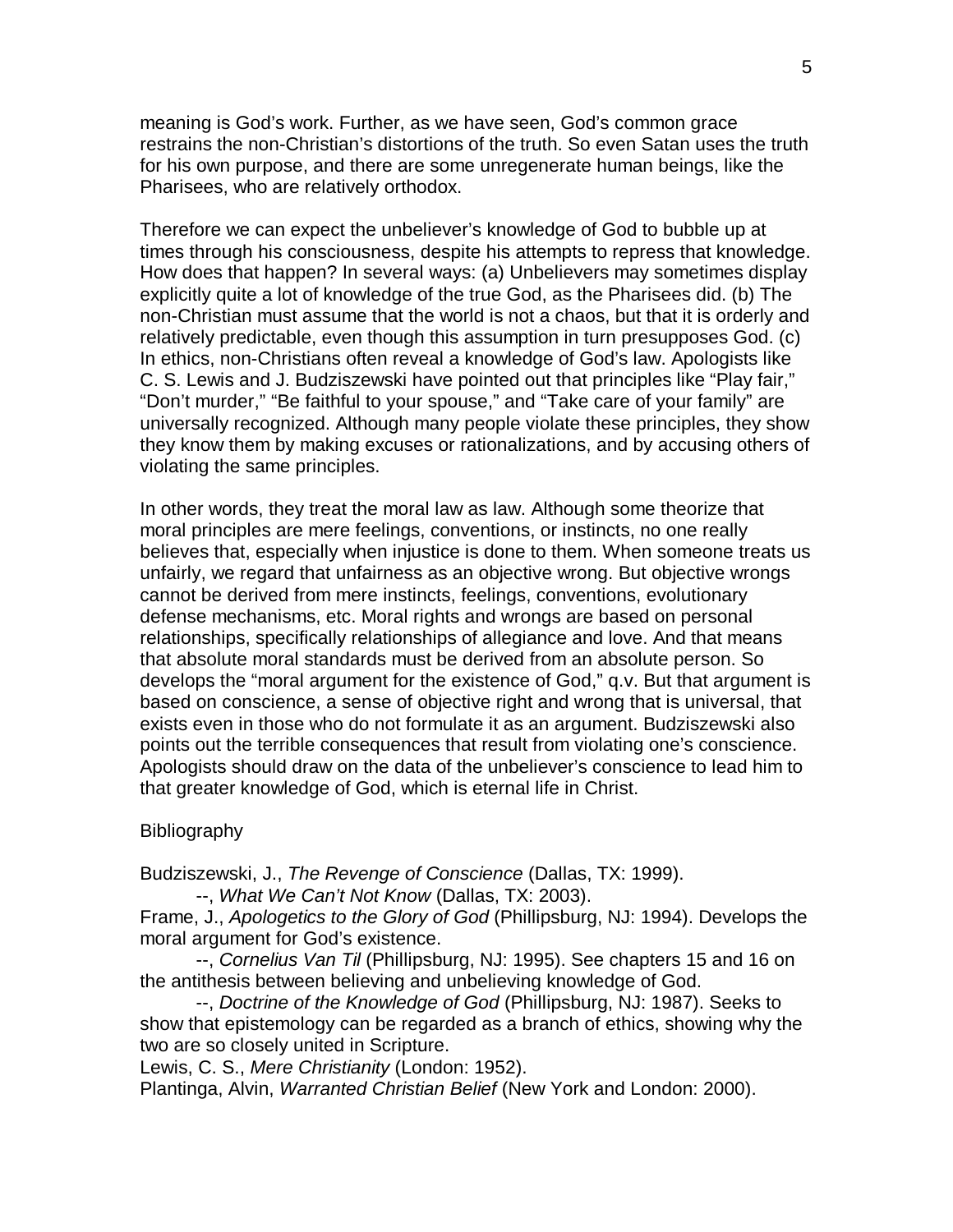meaning is God's work. Further, as we have seen, God's common grace restrains the non-Christian's distortions of the truth. So even Satan uses the truth for his own purpose, and there are some unregenerate human beings, like the Pharisees, who are relatively orthodox.

Therefore we can expect the unbeliever's knowledge of God to bubble up at times through his consciousness, despite his attempts to repress that knowledge. How does that happen? In several ways: (a) Unbelievers may sometimes display explicitly quite a lot of knowledge of the true God, as the Pharisees did. (b) The non-Christian must assume that the world is not a chaos, but that it is orderly and relatively predictable, even though this assumption in turn presupposes God. (c) In ethics, non-Christians often reveal a knowledge of God's law. Apologists like C. S. Lewis and J. Budziszewski have pointed out that principles like "Play fair," "Don't murder," "Be faithful to your spouse," and "Take care of your family" are universally recognized. Although many people violate these principles, they show they know them by making excuses or rationalizations, and by accusing others of violating the same principles.

In other words, they treat the moral law as law. Although some theorize that moral principles are mere feelings, conventions, or instincts, no one really believes that, especially when injustice is done to them. When someone treats us unfairly, we regard that unfairness as an objective wrong. But objective wrongs cannot be derived from mere instincts, feelings, conventions, evolutionary defense mechanisms, etc. Moral rights and wrongs are based on personal relationships, specifically relationships of allegiance and love. And that means that absolute moral standards must be derived from an absolute person. So develops the "moral argument for the existence of God," q.v. But that argument is based on conscience, a sense of objective right and wrong that is universal, that exists even in those who do not formulate it as an argument. Budziszewski also points out the terrible consequences that result from violating one's conscience. Apologists should draw on the data of the unbeliever's conscience to lead him to that greater knowledge of God, which is eternal life in Christ.

Bibliography

Budziszewski, J., *The Revenge of Conscience* (Dallas, TX: 1999).

--, *What We Can't Not Know* (Dallas, TX: 2003).

Frame, J., *Apologetics to the Glory of God* (Phillipsburg, NJ: 1994). Develops the moral argument for God's existence.

--, *Cornelius Van Til* (Phillipsburg, NJ: 1995). See chapters 15 and 16 on the antithesis between believing and unbelieving knowledge of God.

--, *Doctrine of the Knowledge of God* (Phillipsburg, NJ: 1987). Seeks to show that epistemology can be regarded as a branch of ethics, showing why the two are so closely united in Scripture.

Lewis, C. S., *Mere Christianity* (London: 1952).

Plantinga, Alvin, *Warranted Christian Belief* (New York and London: 2000).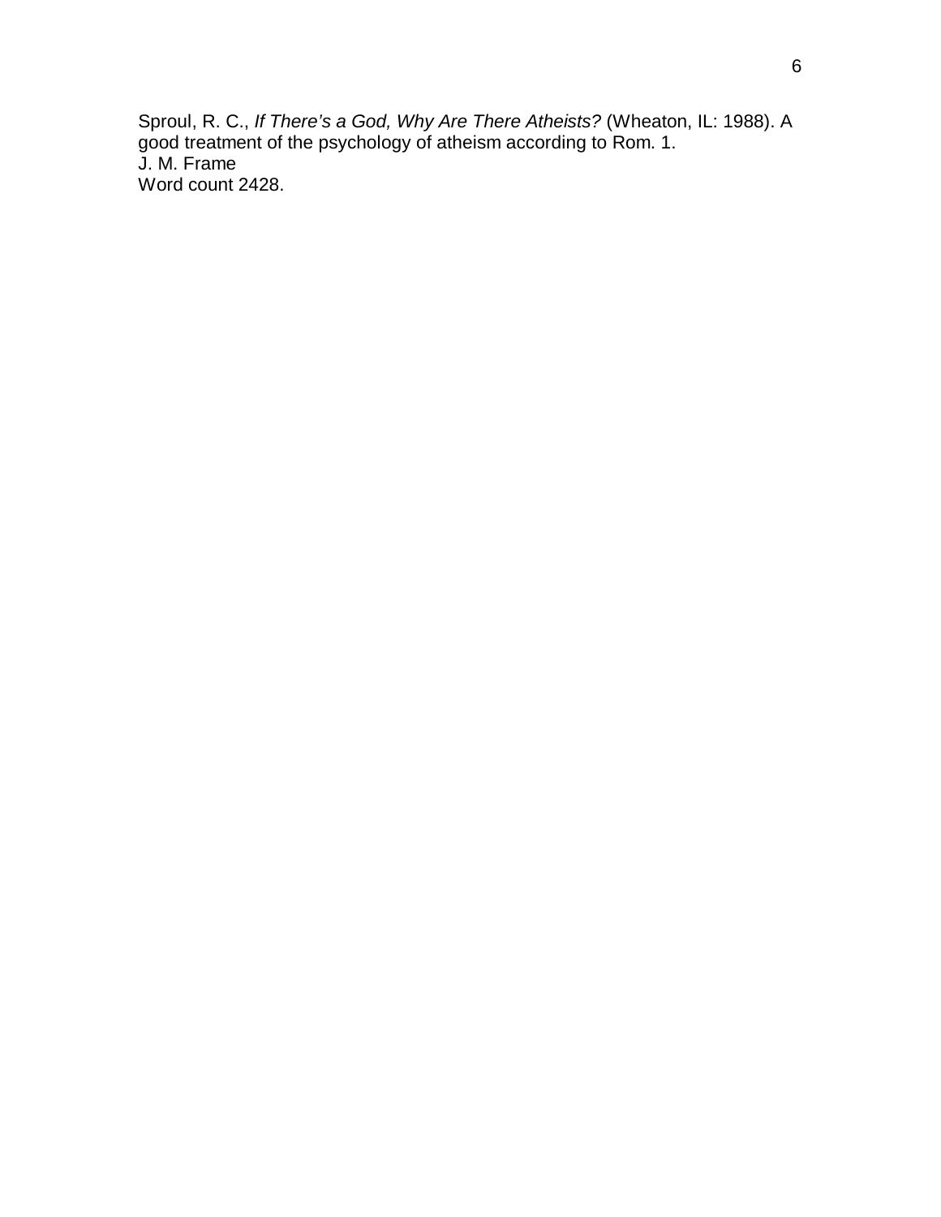Sproul, R. C., *If There's a God, Why Are There Atheists?* (Wheaton, IL: 1988). A good treatment of the psychology of atheism according to Rom. 1.

J. M. Frame

Word count 2428.